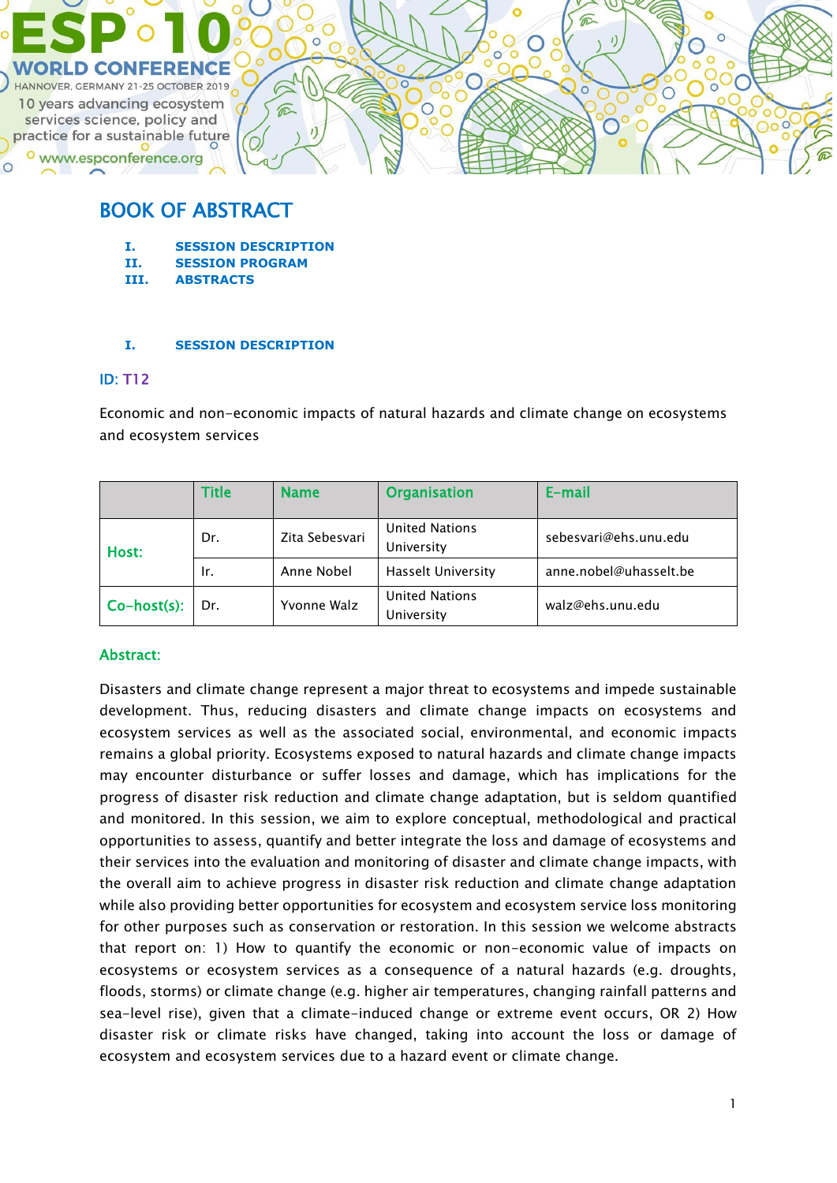ESP 10 WORLD CONFERENCE
HANNOVER, GERMANY 21-25 OCTOBER 2019
10 years advancing ecosystem services science, policy and practice for a sustainable future
www.espconference.org

# BOOK OF ABSTRACT

I. SESSION DESCRIPTION
II. SESSION PROGRAM
III. ABSTRACTS

## I. SESSION DESCRIPTION

ID: T12

Economic and non-economic impacts of natural hazards and climate change on ecosystems and ecosystem services

| | Title | Name | Organisation | E-mail |
|---|---|---|---|---|
| Host: | Dr. | Zita Sebesvari | United Nations University | sebesvari@ehs.unu.edu |
| | Ir. | Anne Nobel | Hasselt University | anne.nobel@uhasselt.be |
| Co-host(s): | Dr. | Yvonne Walz | United Nations University | walz@ehs.unu.edu |

**Abstract:**

Disasters and climate change represent a major threat to ecosystems and impede sustainable development. Thus, reducing disasters and climate change impacts on ecosystems and ecosystem services as well as the associated social, environmental, and economic impacts remains a global priority. Ecosystems exposed to natural hazards and climate change impacts may encounter disturbance or suffer losses and damage, which has implications for the progress of disaster risk reduction and climate change adaptation, but is seldom quantified and monitored. In this session, we aim to explore conceptual, methodological and practical opportunities to assess, quantify and better integrate the loss and damage of ecosystems and their services into the evaluation and monitoring of disaster and climate change impacts, with the overall aim to achieve progress in disaster risk reduction and climate change adaptation while also providing better opportunities for ecosystem and ecosystem service loss monitoring for other purposes such as conservation or restoration. In this session we welcome abstracts that report on: 1) How to quantify the economic or non-economic value of impacts on ecosystems or ecosystem services as a consequence of a natural hazards (e.g. droughts, floods, storms) or climate change (e.g. higher air temperatures, changing rainfall patterns and sea-level rise), given that a climate-induced change or extreme event occurs, OR 2) How disaster risk or climate risks have changed, taking into account the loss or damage of ecosystem and ecosystem services due to a hazard event or climate change.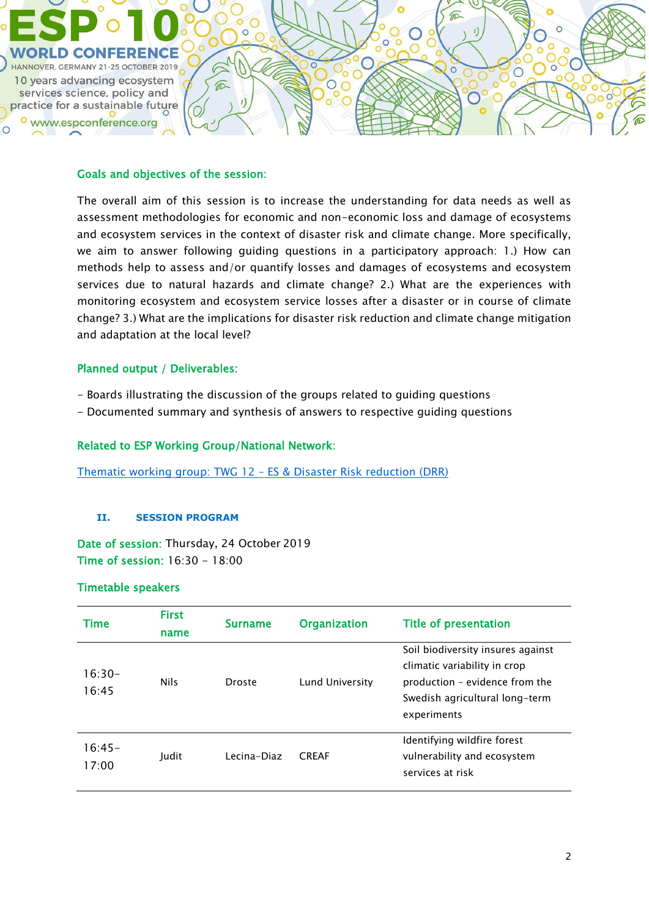### Goals and objectives of the session:

The overall aim of this session is to increase the understanding for data needs as well as assessment methodologies for economic and non-economic loss and damage of ecosystems and ecosystem services in the context of disaster risk and climate change. More specifically, we aim to answer following guiding questions in a participatory approach: 1.) How can methods help to assess and/or quantify losses and damages of ecosystems and ecosystem services due to natural hazards and climate change? 2.) What are the experiences with monitoring ecosystem and ecosystem service losses after a disaster or in course of climate change? 3.) What are the implications for disaster risk reduction and climate change mitigation and adaptation at the local level?

### Planned output / Deliverables:

- Boards illustrating the discussion of the groups related to guiding questions
- Documented summary and synthesis of answers to respective guiding questions

### Related to ESP Working Group/National Network:

Thematic working group: TWG 12 – ES & Disaster Risk reduction (DRR)

## II. SESSION PROGRAM

**Date of session:** Thursday, 24 October 2019
**Time of session:** 16:30 – 18:00

### Timetable speakers

| Time | First name | Surname | Organization | Title of presentation |
|---|---|---|---|---|
| 16:30–16:45 | Nils | Droste | Lund University | Soil biodiversity insures against climatic variability in crop production – evidence from the Swedish agricultural long-term experiments |
| 16:45–17:00 | Judit | Lecina-Diaz | CREAF | Identifying wildfire forest vulnerability and ecosystem services at risk |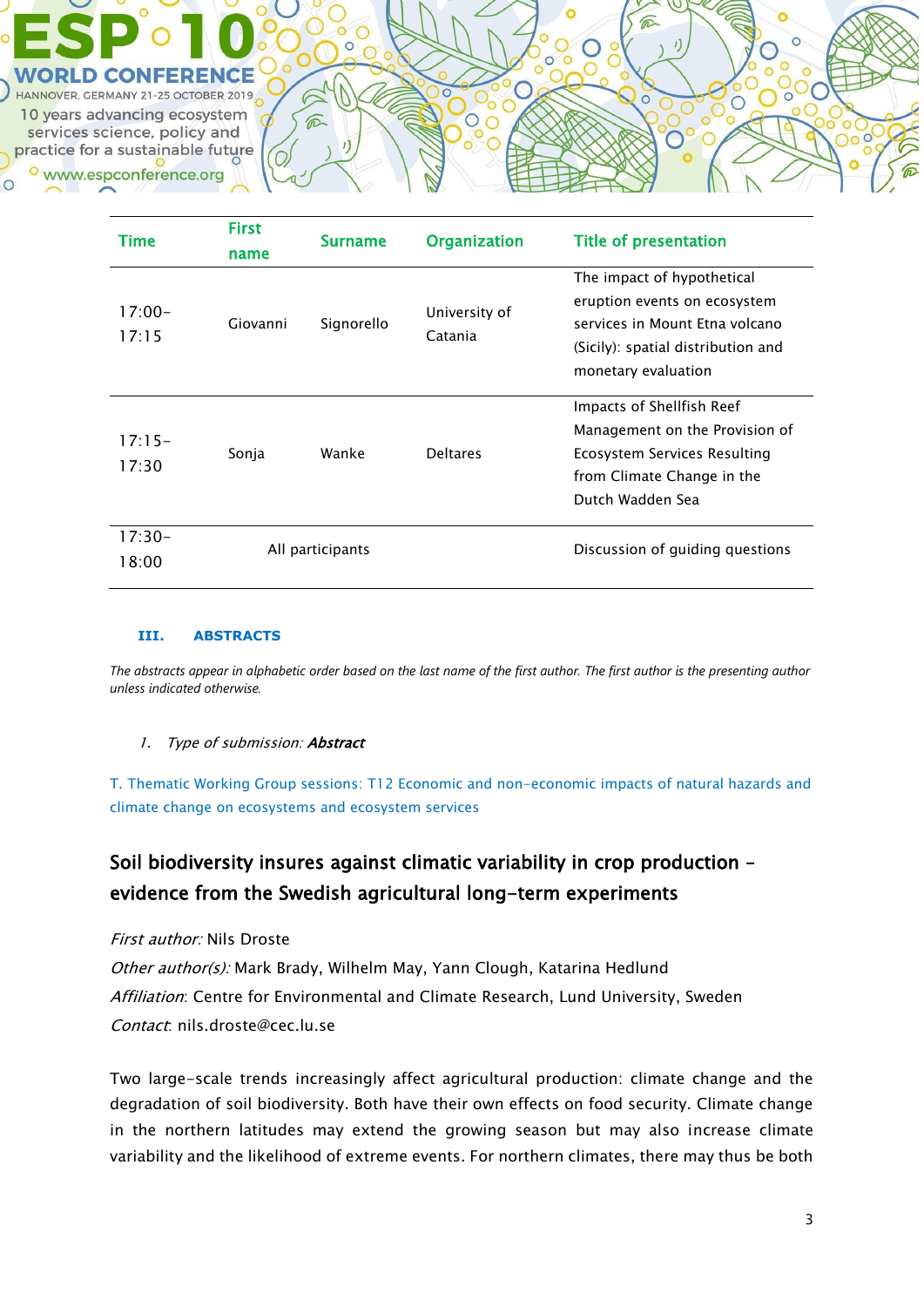| Time | First name | Surname | Organization | Title of presentation |
|---|---|---|---|---|
| 17:00–17:15 | Giovanni | Signorello | University of Catania | The impact of hypothetical eruption events on ecosystem services in Mount Etna volcano (Sicily): spatial distribution and monetary evaluation |
| 17:15–17:30 | Sonja | Wanke | Deltares | Impacts of Shellfish Reef Management on the Provision of Ecosystem Services Resulting from Climate Change in the Dutch Wadden Sea |
| 17:30–18:00 | All participants | | | Discussion of guiding questions |

## III. ABSTRACTS

*The abstracts appear in alphabetic order based on the last name of the first author. The first author is the presenting author unless indicated otherwise.*

1. *Type of submission:* ***Abstract***

T. Thematic Working Group sessions: T12 Economic and non-economic impacts of natural hazards and climate change on ecosystems and ecosystem services

### Soil biodiversity insures against climatic variability in crop production – evidence from the Swedish agricultural long-term experiments

*First author:* Nils Droste
*Other author(s):* Mark Brady, Wilhelm May, Yann Clough, Katarina Hedlund
*Affiliation*: Centre for Environmental and Climate Research, Lund University, Sweden
*Contact*: nils.droste@cec.lu.se

Two large-scale trends increasingly affect agricultural production: climate change and the degradation of soil biodiversity. Both have their own effects on food security. Climate change in the northern latitudes may extend the growing season but may also increase climate variability and the likelihood of extreme events. For northern climates, there may thus be both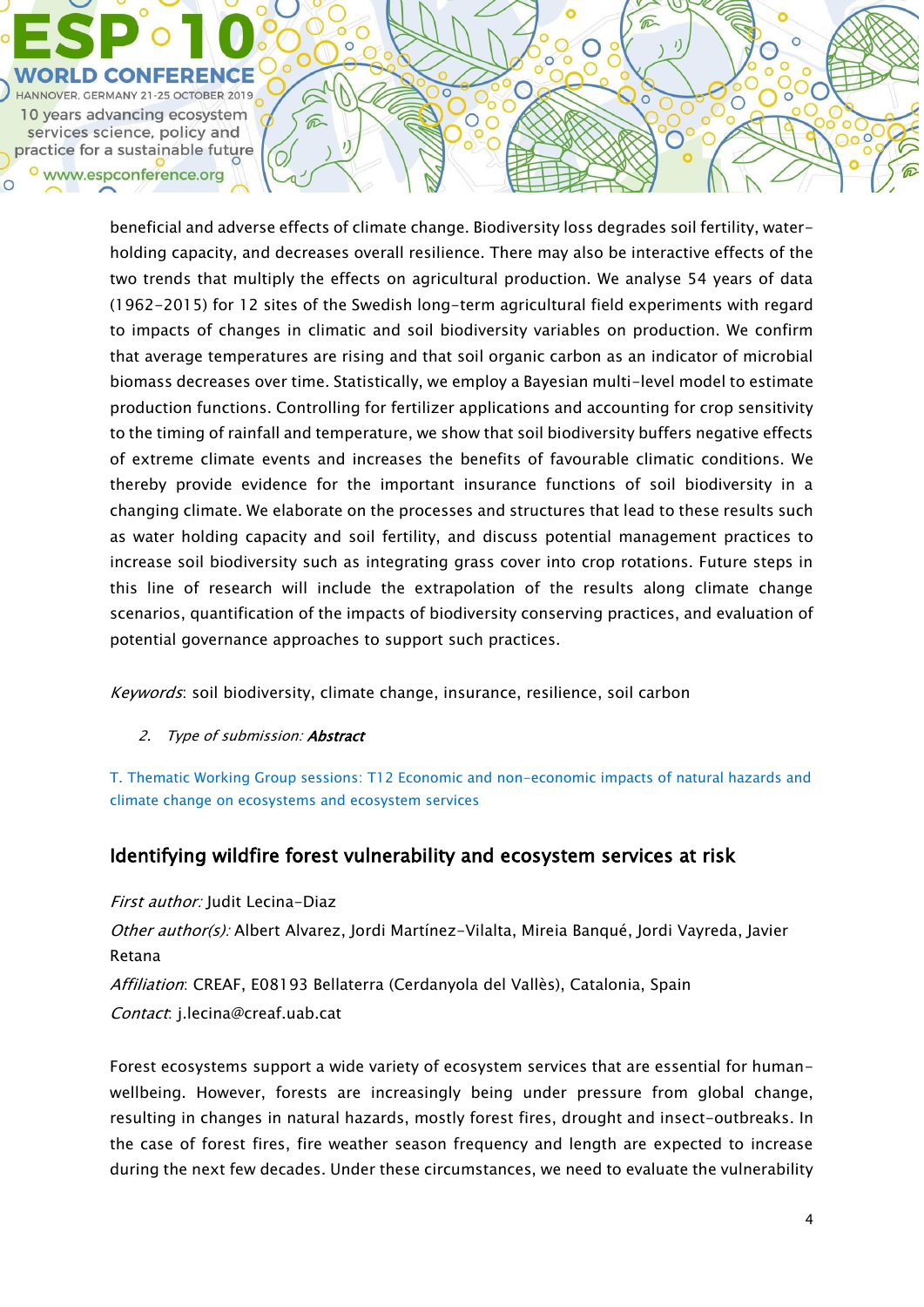beneficial and adverse effects of climate change. Biodiversity loss degrades soil fertility, water-holding capacity, and decreases overall resilience. There may also be interactive effects of the two trends that multiply the effects on agricultural production. We analyse 54 years of data (1962-2015) for 12 sites of the Swedish long-term agricultural field experiments with regard to impacts of changes in climatic and soil biodiversity variables on production. We confirm that average temperatures are rising and that soil organic carbon as an indicator of microbial biomass decreases over time. Statistically, we employ a Bayesian multi-level model to estimate production functions. Controlling for fertilizer applications and accounting for crop sensitivity to the timing of rainfall and temperature, we show that soil biodiversity buffers negative effects of extreme climate events and increases the benefits of favourable climatic conditions. We thereby provide evidence for the important insurance functions of soil biodiversity in a changing climate. We elaborate on the processes and structures that lead to these results such as water holding capacity and soil fertility, and discuss potential management practices to increase soil biodiversity such as integrating grass cover into crop rotations. Future steps in this line of research will include the extrapolation of the results along climate change scenarios, quantification of the impacts of biodiversity conserving practices, and evaluation of potential governance approaches to support such practices.

*Keywords*: soil biodiversity, climate change, insurance, resilience, soil carbon

2. *Type of submission:* ***Abstract***

T. Thematic Working Group sessions: T12 Economic and non-economic impacts of natural hazards and climate change on ecosystems and ecosystem services

## Identifying wildfire forest vulnerability and ecosystem services at risk

*First author:* Judit Lecina-Diaz

*Other author(s):* Albert Alvarez, Jordi Martínez-Vilalta, Mireia Banqué, Jordi Vayreda, Javier Retana

*Affiliation*: CREAF, E08193 Bellaterra (Cerdanyola del Vallès), Catalonia, Spain

*Contact*: j.lecina@creaf.uab.cat

Forest ecosystems support a wide variety of ecosystem services that are essential for human-wellbeing. However, forests are increasingly being under pressure from global change, resulting in changes in natural hazards, mostly forest fires, drought and insect-outbreaks. In the case of forest fires, fire weather season frequency and length are expected to increase during the next few decades. Under these circumstances, we need to evaluate the vulnerability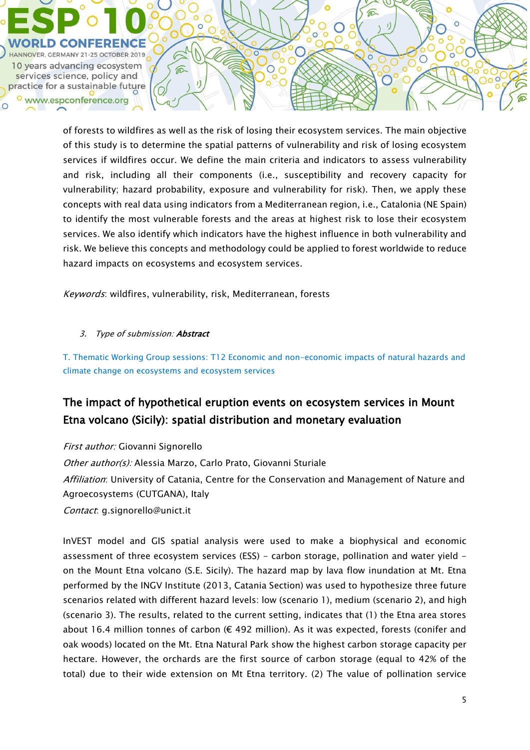of forests to wildfires as well as the risk of losing their ecosystem services. The main objective of this study is to determine the spatial patterns of vulnerability and risk of losing ecosystem services if wildfires occur. We define the main criteria and indicators to assess vulnerability and risk, including all their components (i.e., susceptibility and recovery capacity for vulnerability; hazard probability, exposure and vulnerability for risk). Then, we apply these concepts with real data using indicators from a Mediterranean region, i.e., Catalonia (NE Spain) to identify the most vulnerable forests and the areas at highest risk to lose their ecosystem services. We also identify which indicators have the highest influence in both vulnerability and risk. We believe this concepts and methodology could be applied to forest worldwide to reduce hazard impacts on ecosystems and ecosystem services.

*Keywords*: wildfires, vulnerability, risk, Mediterranean, forests

3. *Type of submission:* ***Abstract***

T. Thematic Working Group sessions: T12 Economic and non-economic impacts of natural hazards and climate change on ecosystems and ecosystem services

## The impact of hypothetical eruption events on ecosystem services in Mount Etna volcano (Sicily): spatial distribution and monetary evaluation

*First author:* Giovanni Signorello

*Other author(s):* Alessia Marzo, Carlo Prato, Giovanni Sturiale

*Affiliation*: University of Catania, Centre for the Conservation and Management of Nature and Agroecosystems (CUTGANA), Italy

*Contact*: g.signorello@unict.it

InVEST model and GIS spatial analysis were used to make a biophysical and economic assessment of three ecosystem services (ESS) - carbon storage, pollination and water yield - on the Mount Etna volcano (S.E. Sicily). The hazard map by lava flow inundation at Mt. Etna performed by the INGV Institute (2013, Catania Section) was used to hypothesize three future scenarios related with different hazard levels: low (scenario 1), medium (scenario 2), and high (scenario 3). The results, related to the current setting, indicates that (1) the Etna area stores about 16.4 million tonnes of carbon (€ 492 million). As it was expected, forests (conifer and oak woods) located on the Mt. Etna Natural Park show the highest carbon storage capacity per hectare. However, the orchards are the first source of carbon storage (equal to 42% of the total) due to their wide extension on Mt Etna territory. (2) The value of pollination service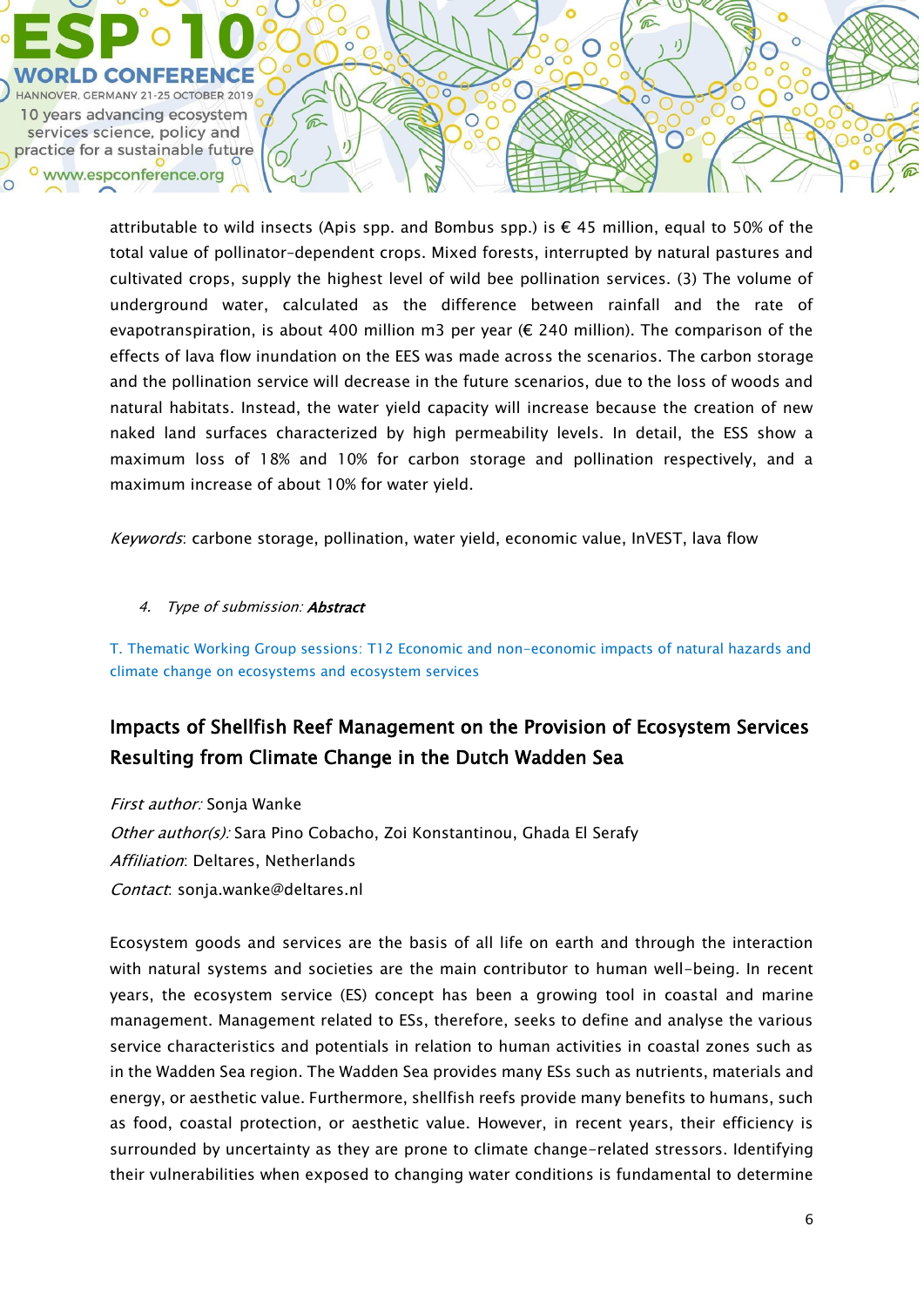attributable to wild insects (Apis spp. and Bombus spp.) is € 45 million, equal to 50% of the total value of pollinator-dependent crops. Mixed forests, interrupted by natural pastures and cultivated crops, supply the highest level of wild bee pollination services. (3) The volume of underground water, calculated as the difference between rainfall and the rate of evapotranspiration, is about 400 million m3 per year (€ 240 million). The comparison of the effects of lava flow inundation on the EES was made across the scenarios. The carbon storage and the pollination service will decrease in the future scenarios, due to the loss of woods and natural habitats. Instead, the water yield capacity will increase because the creation of new naked land surfaces characterized by high permeability levels. In detail, the ESS show a maximum loss of 18% and 10% for carbon storage and pollination respectively, and a maximum increase of about 10% for water yield.

*Keywords*: carbone storage, pollination, water yield, economic value, InVEST, lava flow

4. *Type of submission:* ***Abstract***

T. Thematic Working Group sessions: T12 Economic and non-economic impacts of natural hazards and climate change on ecosystems and ecosystem services

## Impacts of Shellfish Reef Management on the Provision of Ecosystem Services Resulting from Climate Change in the Dutch Wadden Sea

*First author:* Sonja Wanke
*Other author(s):* Sara Pino Cobacho, Zoi Konstantinou, Ghada El Serafy
*Affiliation*: Deltares, Netherlands
*Contact*: sonja.wanke@deltares.nl

Ecosystem goods and services are the basis of all life on earth and through the interaction with natural systems and societies are the main contributor to human well-being. In recent years, the ecosystem service (ES) concept has been a growing tool in coastal and marine management. Management related to ESs, therefore, seeks to define and analyse the various service characteristics and potentials in relation to human activities in coastal zones such as in the Wadden Sea region. The Wadden Sea provides many ESs such as nutrients, materials and energy, or aesthetic value. Furthermore, shellfish reefs provide many benefits to humans, such as food, coastal protection, or aesthetic value. However, in recent years, their efficiency is surrounded by uncertainty as they are prone to climate change-related stressors. Identifying their vulnerabilities when exposed to changing water conditions is fundamental to determine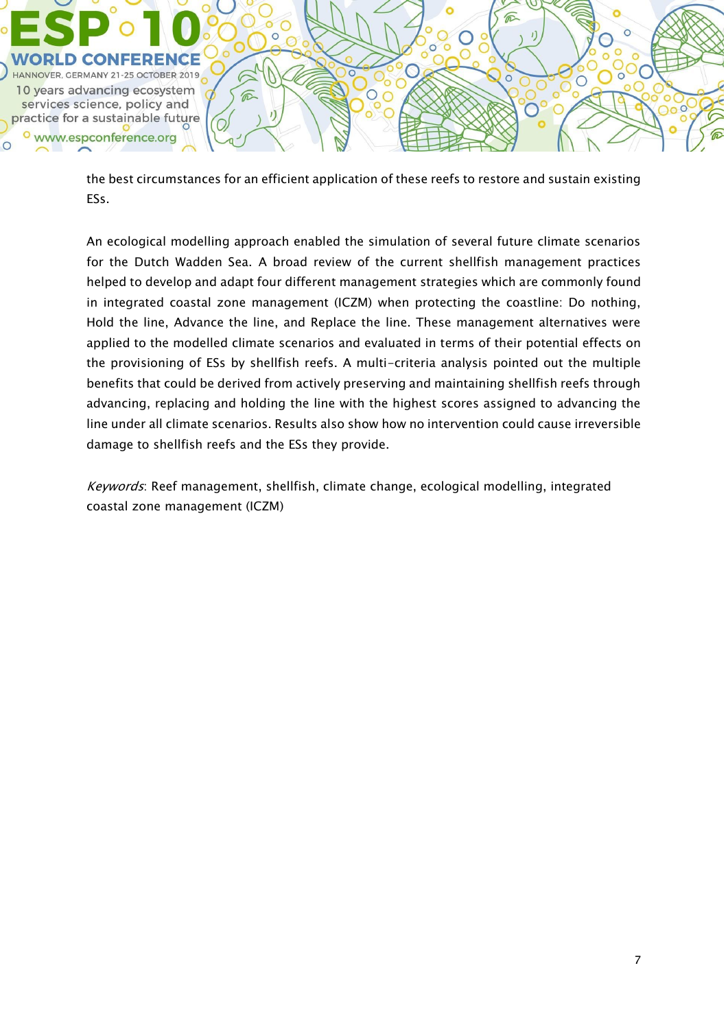the best circumstances for an efficient application of these reefs to restore and sustain existing ESs.

An ecological modelling approach enabled the simulation of several future climate scenarios for the Dutch Wadden Sea. A broad review of the current shellfish management practices helped to develop and adapt four different management strategies which are commonly found in integrated coastal zone management (ICZM) when protecting the coastline: Do nothing, Hold the line, Advance the line, and Replace the line. These management alternatives were applied to the modelled climate scenarios and evaluated in terms of their potential effects on the provisioning of ESs by shellfish reefs. A multi-criteria analysis pointed out the multiple benefits that could be derived from actively preserving and maintaining shellfish reefs through advancing, replacing and holding the line with the highest scores assigned to advancing the line under all climate scenarios. Results also show how no intervention could cause irreversible damage to shellfish reefs and the ESs they provide.

*Keywords*: Reef management, shellfish, climate change, ecological modelling, integrated coastal zone management (ICZM)